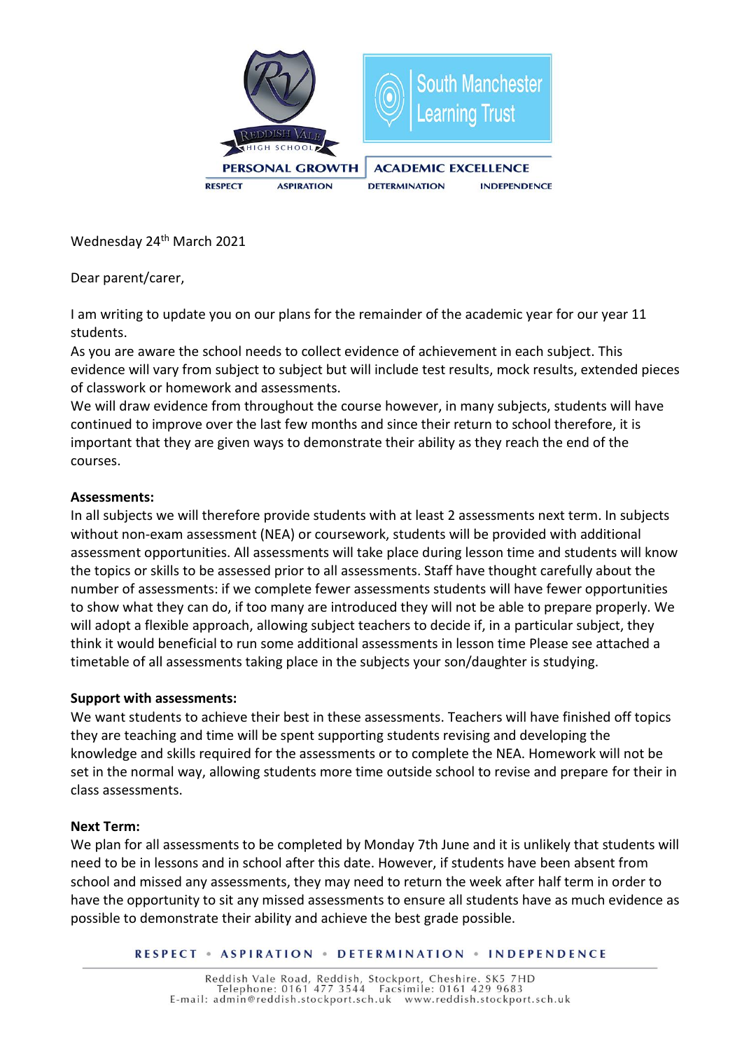Wednesday 24th March 2021

Dear parent/carer,

I am writing to update you on our plans for the remainder of the academic year for our year 11 students.

As you are aware the school needs to collect evidence of achievement in each subject. This evidence will vary from subject to subject but will include test results, mock results, extended pieces of classwork or homework and assessments.

We will draw evidence from throughout the course however, in many subjects, students will have continued to improve over the last few months and since their return to school therefore, it is important that they are given ways to demonstrate their ability as they reach the end of the courses.

**Assessments:**

In all subjects we will therefore provide students with at least 2 assessments next term. In subjects without non-exam assessment (NEA) or coursework, students will be provided with additional assessment opportunities. All assessments will take place during lesson time and students will know the topics or skills to be assessed prior to all assessments. Staff have thought carefully about the number of assessments: if we complete fewer assessments students will have fewer opportunities to show what they can do, if too many are introduced they will not be able to prepare properly. We will adopt a flexible approach, allowing subject teachers to decide if, in a particular subject, they think it would beneficial to run some additional assessments in lesson time Please see attached a timetable of all assessments taking place in the subjects your son/daughter is studying.

**Support with assessments:**

We want students to achieve their best in these assessments. Teachers will have finished off topics they are teaching and time will be spent supporting students revising and developing the knowledge and skills required for the assessments or to complete the NEA. Homework will not be set in the normal way, allowing students more time outside school to revise and prepare for their in class assessments.

**Next Term:**

We plan for all assessments to be completed by Monday 7th June and it is unlikely that students will need to be in lessons and in school after this date. However, if students have been absent from school and missed any assessments, they may need to return the week after half term in order to have the opportunity to sit any missed assessments to ensure all students have as much evidence as possible to demonstrate their ability and achieve the best grade possible.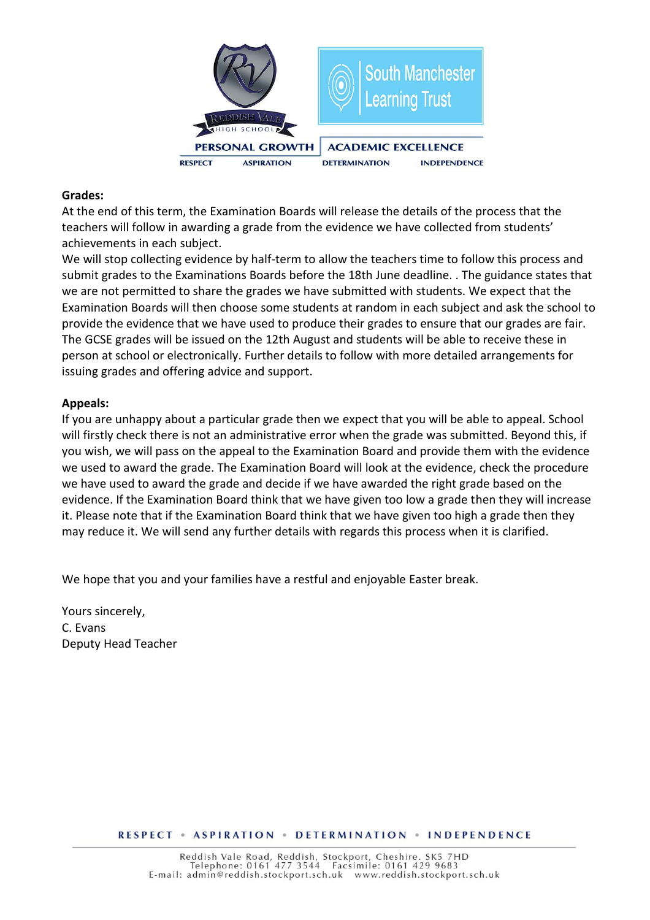**Grades:**

At the end of this term, the Examination Boards will release the details of the process that the teachers will follow in awarding a grade from the evidence we have collected from students' achievements in each subject.

We will stop collecting evidence by half-term to allow the teachers time to follow this process and submit grades to the Examinations Boards before the 18th June deadline. . The guidance states that we are not permitted to share the grades we have submitted with students. We expect that the Examination Boards will then choose some students at random in each subject and ask the school to provide the evidence that we have used to produce their grades to ensure that our grades are fair. The GCSE grades will be issued on the 12th August and students will be able to receive these in person at school or electronically. Further details to follow with more detailed arrangements for issuing grades and offering advice and support.

**Appeals:**

If you are unhappy about a particular grade then we expect that you will be able to appeal. School will firstly check there is not an administrative error when the grade was submitted. Beyond this, if you wish, we will pass on the appeal to the Examination Board and provide them with the evidence we used to award the grade. The Examination Board will look at the evidence, check the procedure we have used to award the grade and decide if we have awarded the right grade based on the evidence. If the Examination Board think that we have given too low a grade then they will increase it. Please note that if the Examination Board think that we have given too high a grade then they may reduce it. We will send any further details with regards this process when it is clarified.

We hope that you and your families have a restful and enjoyable Easter break.

Yours sincerely,
C. Evans
Deputy Head Teacher